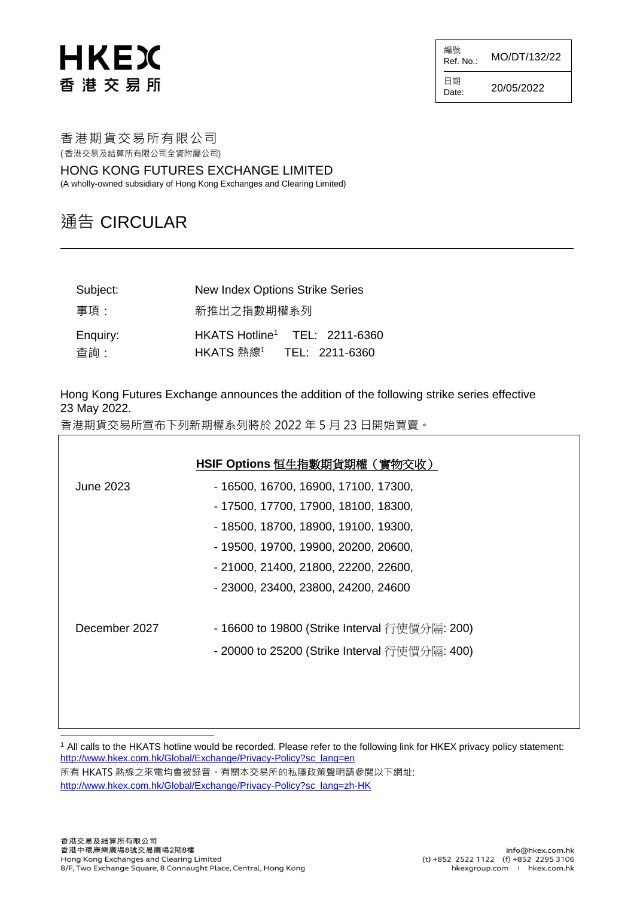# HKEX 香港交易所

| 編號 Ref. No.: | MO/DT/132/22 |
| --- | --- |
| 日期 Date: | 20/05/2022 |

香港期貨交易所有限公司
(香港交易及結算所有限公司全資附屬公司)

HONG KONG FUTURES EXCHANGE LIMITED
(A wholly-owned subsidiary of Hong Kong Exchanges and Clearing Limited)

## 通告 CIRCULAR

---

| | |
| --- | --- |
| Subject: | New Index Options Strike Series |
| 事項： | 新推出之指數期權系列 |
| Enquiry: | HKATS Hotline[1] TEL: 2211-6360 |
| 查詢： | HKATS 熱線[1] TEL: 2211-6360 |

Hong Kong Futures Exchange announces the addition of the following strike series effective 23 May 2022.
香港期貨交易所宣布下列新期權系列將於 2022 年 5 月 23 日開始買賣。

| | **HSIF Options 恒生指數期貨期權（實物交收）** |
| --- | --- |
| June 2023 | - 16500, 16700, 16900, 17100, 17300,<br>- 17500, 17700, 17900, 18100, 18300,<br>- 18500, 18700, 18900, 19100, 19300,<br>- 19500, 19700, 19900, 20200, 20600,<br>- 21000, 21400, 21800, 22200, 22600,<br>- 23000, 23400, 23800, 24200, 24600 |
| December 2027 | - 16600 to 19800 (Strike Interval 行使價分隔: 200)<br>- 20000 to 25200 (Strike Interval 行使價分隔: 400) |

---

[1] All calls to the HKATS hotline would be recorded. Please refer to the following link for HKEX privacy policy statement: http://www.hkex.com.hk/Global/Exchange/Privacy-Policy?sc_lang=en
所有 HKATS 熱線之來電均會被錄音。有關本交易所的私隱政策聲明請參閱以下網址:
http://www.hkex.com.hk/Global/Exchange/Privacy-Policy?sc_lang=zh-HK

香港交易及結算所有限公司
香港中環康樂廣場8號交易廣場2期8樓
Hong Kong Exchanges and Clearing Limited
8/F, Two Exchange Square, 8 Connaught Place, Central, Hong Kong

info@hkex.com.hk
(t) +852 2522 1122 (f) +852 2295 3106
hkexgroup.com | hkex.com.hk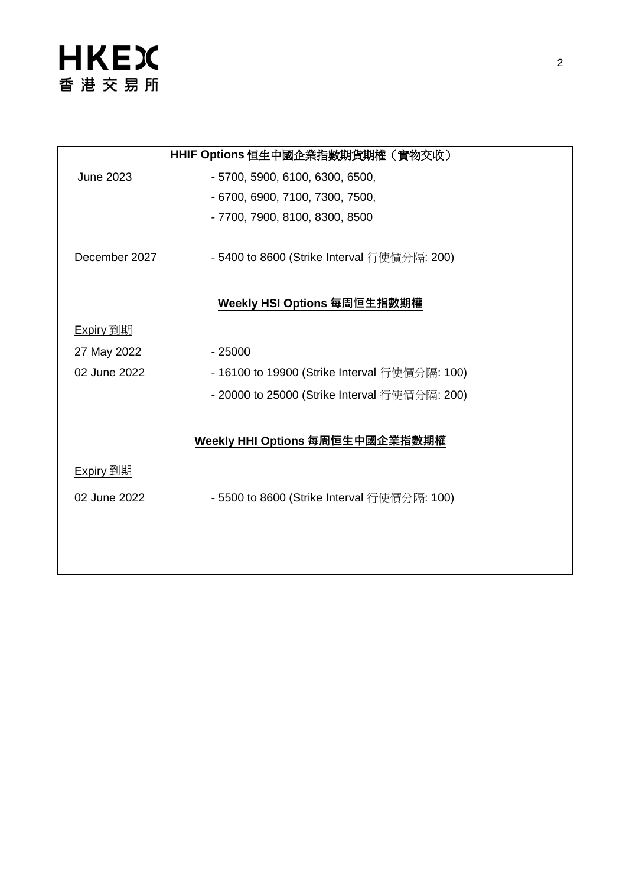**HHIF Options 恒生中國企業指數期貨期權（實物交收）**

| | |
|---|---|
| June 2023 | - 5700, 5900, 6100, 6300, 6500, |
| | - 6700, 6900, 7100, 7300, 7500, |
| | - 7700, 7900, 8100, 8300, 8500 |
| December 2027 | - 5400 to 8600 (Strike Interval 行使價分隔: 200) |

**Weekly HSI Options 每周恒生指數期權**

| Expiry 到期 | |
|---|---|
| 27 May 2022 | - 25000 |
| 02 June 2022 | - 16100 to 19900 (Strike Interval 行使價分隔: 100) |
| | - 20000 to 25000 (Strike Interval 行使價分隔: 200) |

**Weekly HHI Options 每周恒生中國企業指數期權**

| Expiry 到期 | |
|---|---|
| 02 June 2022 | - 5500 to 8600 (Strike Interval 行使價分隔: 100) |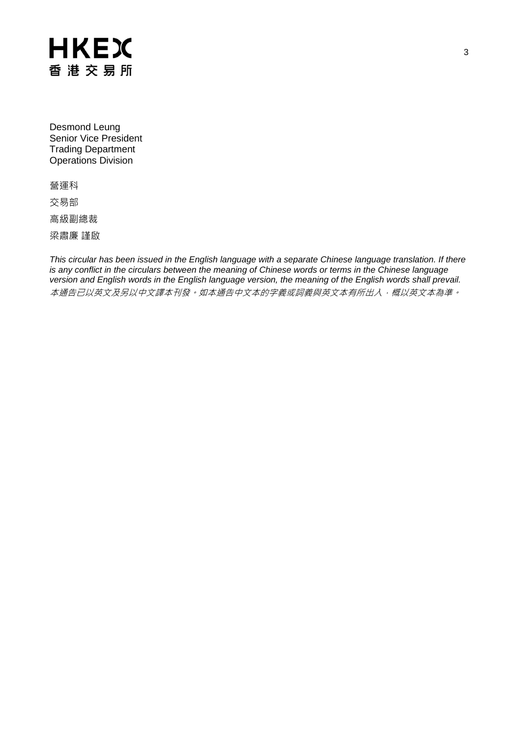Desmond Leung
Senior Vice President
Trading Department
Operations Division

營運科

交易部

高級副總裁

梁肅廉 謹啟

*This circular has been issued in the English language with a separate Chinese language translation. If there is any conflict in the circulars between the meaning of Chinese words or terms in the Chinese language version and English words in the English language version, the meaning of the English words shall prevail.*
*本通告已以英文及另以中文譯本刊發。如本通告中文本的字義或詞義與英文本有所出入，概以英文本為準。*